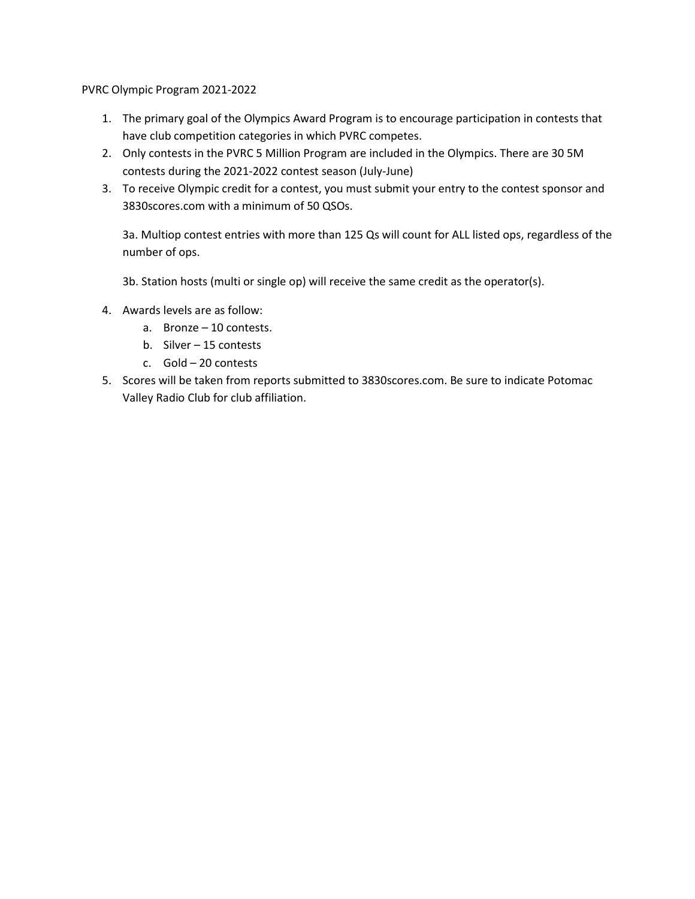PVRC Olympic Program 2021-2022

1. The primary goal of the Olympics Award Program is to encourage participation in contests that have club competition categories in which PVRC competes.
2. Only contests in the PVRC 5 Million Program are included in the Olympics. There are 30 5M contests during the 2021-2022 contest season (July-June)
3. To receive Olympic credit for a contest, you must submit your entry to the contest sponsor and 3830scores.com with a minimum of 50 QSOs.

   3a. Multiop contest entries with more than 125 Qs will count for ALL listed ops, regardless of the number of ops.

   3b. Station hosts (multi or single op) will receive the same credit as the operator(s).

4. Awards levels are as follow:
   a. Bronze – 10 contests.
   b. Silver – 15 contests
   c. Gold – 20 contests
5. Scores will be taken from reports submitted to 3830scores.com. Be sure to indicate Potomac Valley Radio Club for club affiliation.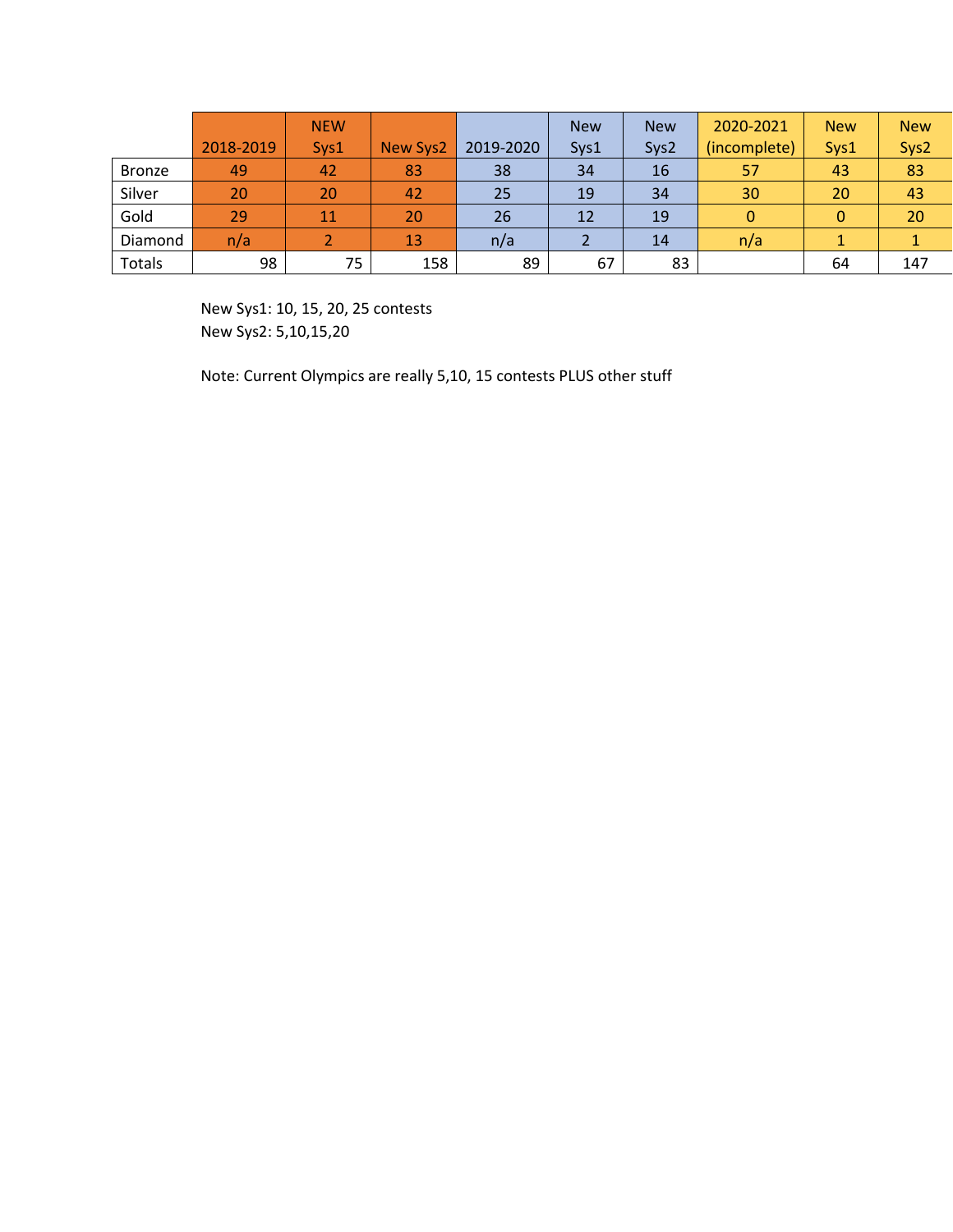| | 2018-2019 | NEW Sys1 | New Sys2 | 2019-2020 | New Sys1 | New Sys2 | 2020-2021 (incomplete) | New Sys1 | New Sys2 |
|---|---|---|---|---|---|---|---|---|---|
| Bronze | 49 | 42 | 83 | 38 | 34 | 16 | 57 | 43 | 83 |
| Silver | 20 | 20 | 42 | 25 | 19 | 34 | 30 | 20 | 43 |
| Gold | 29 | 11 | 20 | 26 | 12 | 19 | 0 | 0 | 20 |
| Diamond | n/a | 2 | 13 | n/a | 2 | 14 | n/a | 1 | 1 |
| Totals | 98 | 75 | 158 | 89 | 67 | 83 | | 64 | 147 |

New Sys1: 10, 15, 20, 25 contests

New Sys2: 5,10,15,20

Note: Current Olympics are really 5,10, 15 contests PLUS other stuff